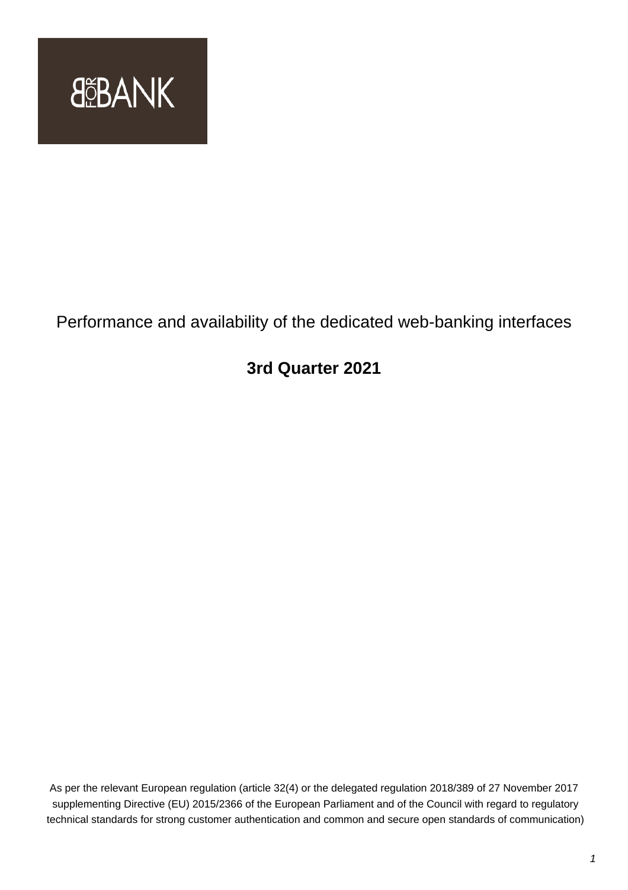BFORBANK

# Performance and availability of the dedicated web-banking interfaces

## 3rd Quarter 2021

As per the relevant European regulation (article 32(4) or the delegated regulation 2018/389 of 27 November 2017 supplementing Directive (EU) 2015/2366 of the European Parliament and of the Council with regard to regulatory technical standards for strong customer authentication and common and secure open standards of communication)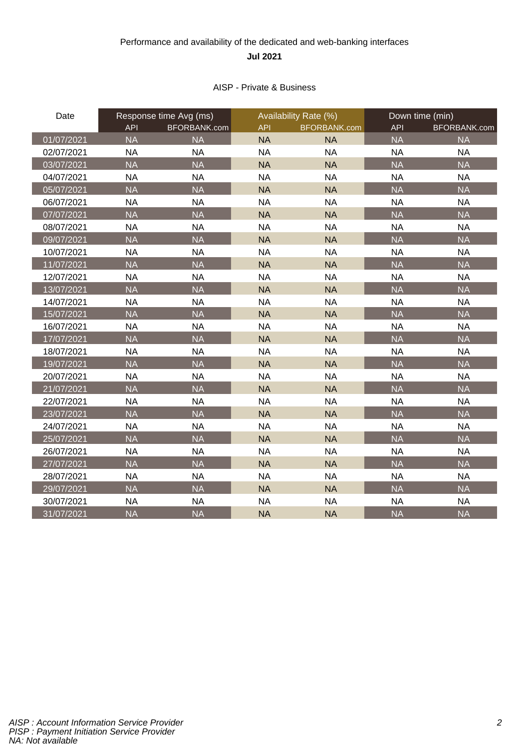Performance and availability of the dedicated and web-banking interfaces

**Jul 2021**

AISP - Private & Business

| Date | Response time Avg (ms) | | Availability Rate (%) | | Down time (min) | |
|---|---|---|---|---|---|---|
| | API | BFORBANK.com | API | BFORBANK.com | API | BFORBANK.com |
| 01/07/2021 | NA | NA | NA | NA | NA | NA |
| 02/07/2021 | NA | NA | NA | NA | NA | NA |
| 03/07/2021 | NA | NA | NA | NA | NA | NA |
| 04/07/2021 | NA | NA | NA | NA | NA | NA |
| 05/07/2021 | NA | NA | NA | NA | NA | NA |
| 06/07/2021 | NA | NA | NA | NA | NA | NA |
| 07/07/2021 | NA | NA | NA | NA | NA | NA |
| 08/07/2021 | NA | NA | NA | NA | NA | NA |
| 09/07/2021 | NA | NA | NA | NA | NA | NA |
| 10/07/2021 | NA | NA | NA | NA | NA | NA |
| 11/07/2021 | NA | NA | NA | NA | NA | NA |
| 12/07/2021 | NA | NA | NA | NA | NA | NA |
| 13/07/2021 | NA | NA | NA | NA | NA | NA |
| 14/07/2021 | NA | NA | NA | NA | NA | NA |
| 15/07/2021 | NA | NA | NA | NA | NA | NA |
| 16/07/2021 | NA | NA | NA | NA | NA | NA |
| 17/07/2021 | NA | NA | NA | NA | NA | NA |
| 18/07/2021 | NA | NA | NA | NA | NA | NA |
| 19/07/2021 | NA | NA | NA | NA | NA | NA |
| 20/07/2021 | NA | NA | NA | NA | NA | NA |
| 21/07/2021 | NA | NA | NA | NA | NA | NA |
| 22/07/2021 | NA | NA | NA | NA | NA | NA |
| 23/07/2021 | NA | NA | NA | NA | NA | NA |
| 24/07/2021 | NA | NA | NA | NA | NA | NA |
| 25/07/2021 | NA | NA | NA | NA | NA | NA |
| 26/07/2021 | NA | NA | NA | NA | NA | NA |
| 27/07/2021 | NA | NA | NA | NA | NA | NA |
| 28/07/2021 | NA | NA | NA | NA | NA | NA |
| 29/07/2021 | NA | NA | NA | NA | NA | NA |
| 30/07/2021 | NA | NA | NA | NA | NA | NA |
| 31/07/2021 | NA | NA | NA | NA | NA | NA |

*AISP : Account Information Service Provider*
*PISP : Payment Initiation Service Provider*
*NA: Not available*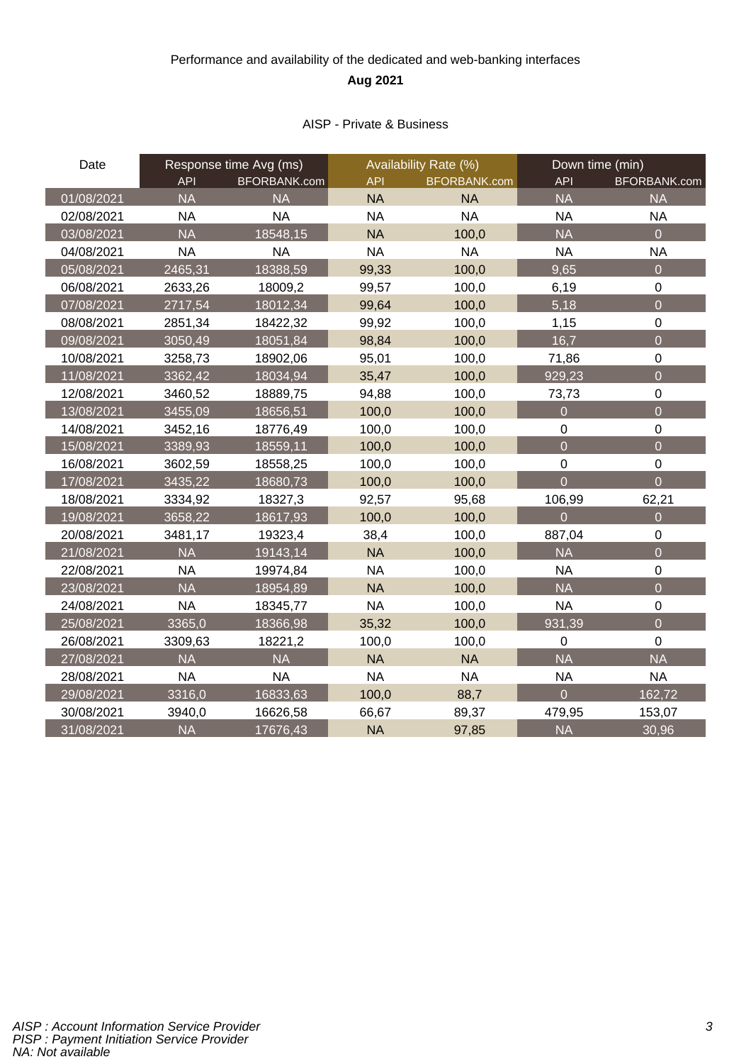Performance and availability of the dedicated and web-banking interfaces

**Aug 2021**

AISP - Private & Business

| Date | Response time Avg (ms) | | Availability Rate (%) | | Down time (min) | |
|---|---|---|---|---|---|---|
| | API | BFORBANK.com | API | BFORBANK.com | API | BFORBANK.com |
| 01/08/2021 | NA | NA | NA | NA | NA | NA |
| 02/08/2021 | NA | NA | NA | NA | NA | NA |
| 03/08/2021 | NA | 18548,15 | NA | 100,0 | NA | 0 |
| 04/08/2021 | NA | NA | NA | NA | NA | NA |
| 05/08/2021 | 2465,31 | 18388,59 | 99,33 | 100,0 | 9,65 | 0 |
| 06/08/2021 | 2633,26 | 18009,2 | 99,57 | 100,0 | 6,19 | 0 |
| 07/08/2021 | 2717,54 | 18012,34 | 99,64 | 100,0 | 5,18 | 0 |
| 08/08/2021 | 2851,34 | 18422,32 | 99,92 | 100,0 | 1,15 | 0 |
| 09/08/2021 | 3050,49 | 18051,84 | 98,84 | 100,0 | 16,7 | 0 |
| 10/08/2021 | 3258,73 | 18902,06 | 95,01 | 100,0 | 71,86 | 0 |
| 11/08/2021 | 3362,42 | 18034,94 | 35,47 | 100,0 | 929,23 | 0 |
| 12/08/2021 | 3460,52 | 18889,75 | 94,88 | 100,0 | 73,73 | 0 |
| 13/08/2021 | 3455,09 | 18656,51 | 100,0 | 100,0 | 0 | 0 |
| 14/08/2021 | 3452,16 | 18776,49 | 100,0 | 100,0 | 0 | 0 |
| 15/08/2021 | 3389,93 | 18559,11 | 100,0 | 100,0 | 0 | 0 |
| 16/08/2021 | 3602,59 | 18558,25 | 100,0 | 100,0 | 0 | 0 |
| 17/08/2021 | 3435,22 | 18680,73 | 100,0 | 100,0 | 0 | 0 |
| 18/08/2021 | 3334,92 | 18327,3 | 92,57 | 95,68 | 106,99 | 62,21 |
| 19/08/2021 | 3658,22 | 18617,93 | 100,0 | 100,0 | 0 | 0 |
| 20/08/2021 | 3481,17 | 19323,4 | 38,4 | 100,0 | 887,04 | 0 |
| 21/08/2021 | NA | 19143,14 | NA | 100,0 | NA | 0 |
| 22/08/2021 | NA | 19974,84 | NA | 100,0 | NA | 0 |
| 23/08/2021 | NA | 18954,89 | NA | 100,0 | NA | 0 |
| 24/08/2021 | NA | 18345,77 | NA | 100,0 | NA | 0 |
| 25/08/2021 | 3365,0 | 18366,98 | 35,32 | 100,0 | 931,39 | 0 |
| 26/08/2021 | 3309,63 | 18221,2 | 100,0 | 100,0 | 0 | 0 |
| 27/08/2021 | NA | NA | NA | NA | NA | NA |
| 28/08/2021 | NA | NA | NA | NA | NA | NA |
| 29/08/2021 | 3316,0 | 16833,63 | 100,0 | 88,7 | 0 | 162,72 |
| 30/08/2021 | 3940,0 | 16626,58 | 66,67 | 89,37 | 479,95 | 153,07 |
| 31/08/2021 | NA | 17676,43 | NA | 97,85 | NA | 30,96 |

*AISP : Account Information Service Provider*
*PISP : Payment Initiation Service Provider*
*NA: Not available*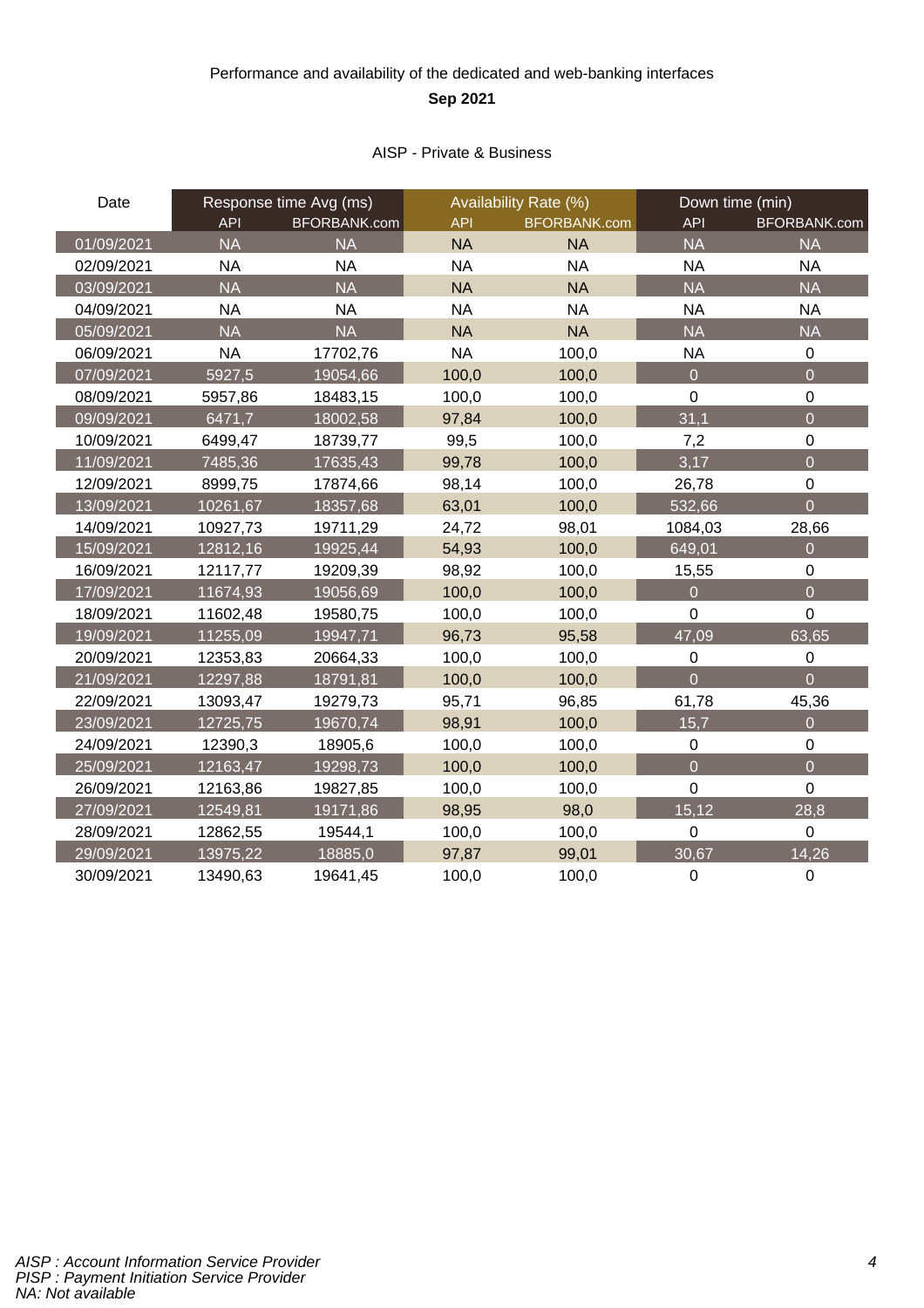Performance and availability of the dedicated and web-banking interfaces

**Sep 2021**

AISP - Private & Business

| Date | Response time Avg (ms) | | Availability Rate (%) | | Down time (min) | |
|---|---|---|---|---|---|---|
| | API | BFORBANK.com | API | BFORBANK.com | API | BFORBANK.com |
| 01/09/2021 | NA | NA | NA | NA | NA | NA |
| 02/09/2021 | NA | NA | NA | NA | NA | NA |
| 03/09/2021 | NA | NA | NA | NA | NA | NA |
| 04/09/2021 | NA | NA | NA | NA | NA | NA |
| 05/09/2021 | NA | NA | NA | NA | NA | NA |
| 06/09/2021 | NA | 17702,76 | NA | 100,0 | NA | 0 |
| 07/09/2021 | 5927,5 | 19054,66 | 100,0 | 100,0 | 0 | 0 |
| 08/09/2021 | 5957,86 | 18483,15 | 100,0 | 100,0 | 0 | 0 |
| 09/09/2021 | 6471,7 | 18002,58 | 97,84 | 100,0 | 31,1 | 0 |
| 10/09/2021 | 6499,47 | 18739,77 | 99,5 | 100,0 | 7,2 | 0 |
| 11/09/2021 | 7485,36 | 17635,43 | 99,78 | 100,0 | 3,17 | 0 |
| 12/09/2021 | 8999,75 | 17874,66 | 98,14 | 100,0 | 26,78 | 0 |
| 13/09/2021 | 10261,67 | 18357,68 | 63,01 | 100,0 | 532,66 | 0 |
| 14/09/2021 | 10927,73 | 19711,29 | 24,72 | 98,01 | 1084,03 | 28,66 |
| 15/09/2021 | 12812,16 | 19925,44 | 54,93 | 100,0 | 649,01 | 0 |
| 16/09/2021 | 12117,77 | 19209,39 | 98,92 | 100,0 | 15,55 | 0 |
| 17/09/2021 | 11674,93 | 19056,69 | 100,0 | 100,0 | 0 | 0 |
| 18/09/2021 | 11602,48 | 19580,75 | 100,0 | 100,0 | 0 | 0 |
| 19/09/2021 | 11255,09 | 19947,71 | 96,73 | 95,58 | 47,09 | 63,65 |
| 20/09/2021 | 12353,83 | 20664,33 | 100,0 | 100,0 | 0 | 0 |
| 21/09/2021 | 12297,88 | 18791,81 | 100,0 | 100,0 | 0 | 0 |
| 22/09/2021 | 13093,47 | 19279,73 | 95,71 | 96,85 | 61,78 | 45,36 |
| 23/09/2021 | 12725,75 | 19670,74 | 98,91 | 100,0 | 15,7 | 0 |
| 24/09/2021 | 12390,3 | 18905,6 | 100,0 | 100,0 | 0 | 0 |
| 25/09/2021 | 12163,47 | 19298,73 | 100,0 | 100,0 | 0 | 0 |
| 26/09/2021 | 12163,86 | 19827,85 | 100,0 | 100,0 | 0 | 0 |
| 27/09/2021 | 12549,81 | 19171,86 | 98,95 | 98,0 | 15,12 | 28,8 |
| 28/09/2021 | 12862,55 | 19544,1 | 100,0 | 100,0 | 0 | 0 |
| 29/09/2021 | 13975,22 | 18885,0 | 97,87 | 99,01 | 30,67 | 14,26 |
| 30/09/2021 | 13490,63 | 19641,45 | 100,0 | 100,0 | 0 | 0 |

*AISP : Account Information Service Provider*
*PISP : Payment Initiation Service Provider*
*NA: Not available*